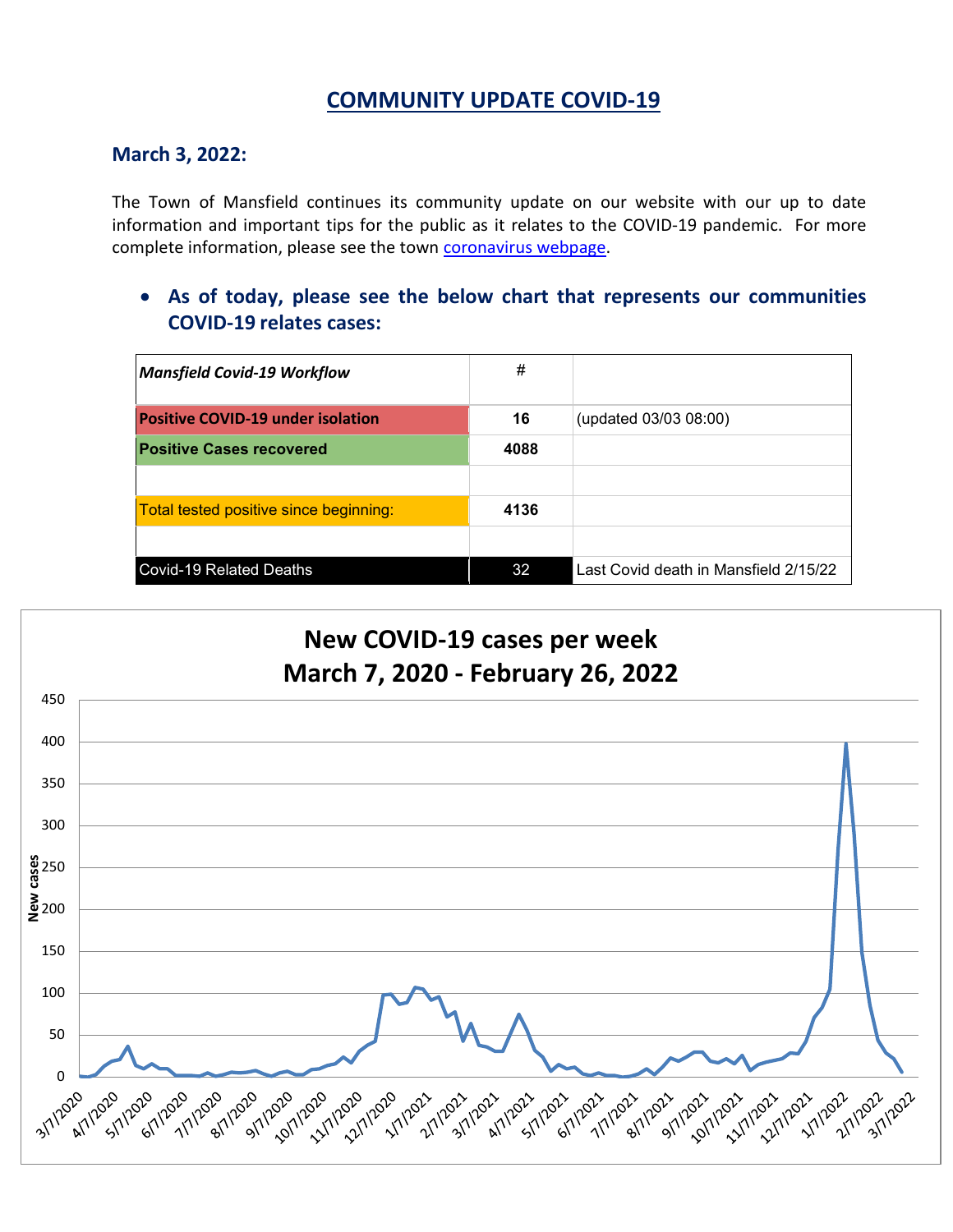# COMMUNITY UPDATE COVID-19

## March 3, 2022:

The Town of Mansfield continues its community update on our website with our up to date information and important tips for the public as it relates to the COVID-19 pandemic. For more complete information, please see the town coronavirus webpage.

- **As of today, please see the below chart that represents our communities COVID-19 relates cases:**

| *Mansfield Covid-19 Workflow* | # | |
|---|---|---|
| **Positive COVID-19 under isolation** | **16** | (updated 03/03 08:00) |
| **Positive Cases recovered** | **4088** | |
| | | |
| Total tested positive since beginning: | **4136** | |
| | | |
| Covid-19 Related Deaths | 32 | Last Covid death in Mansfield 2/15/22 |

**New COVID-19 cases per week**
**March 7, 2020 - February 26, 2022**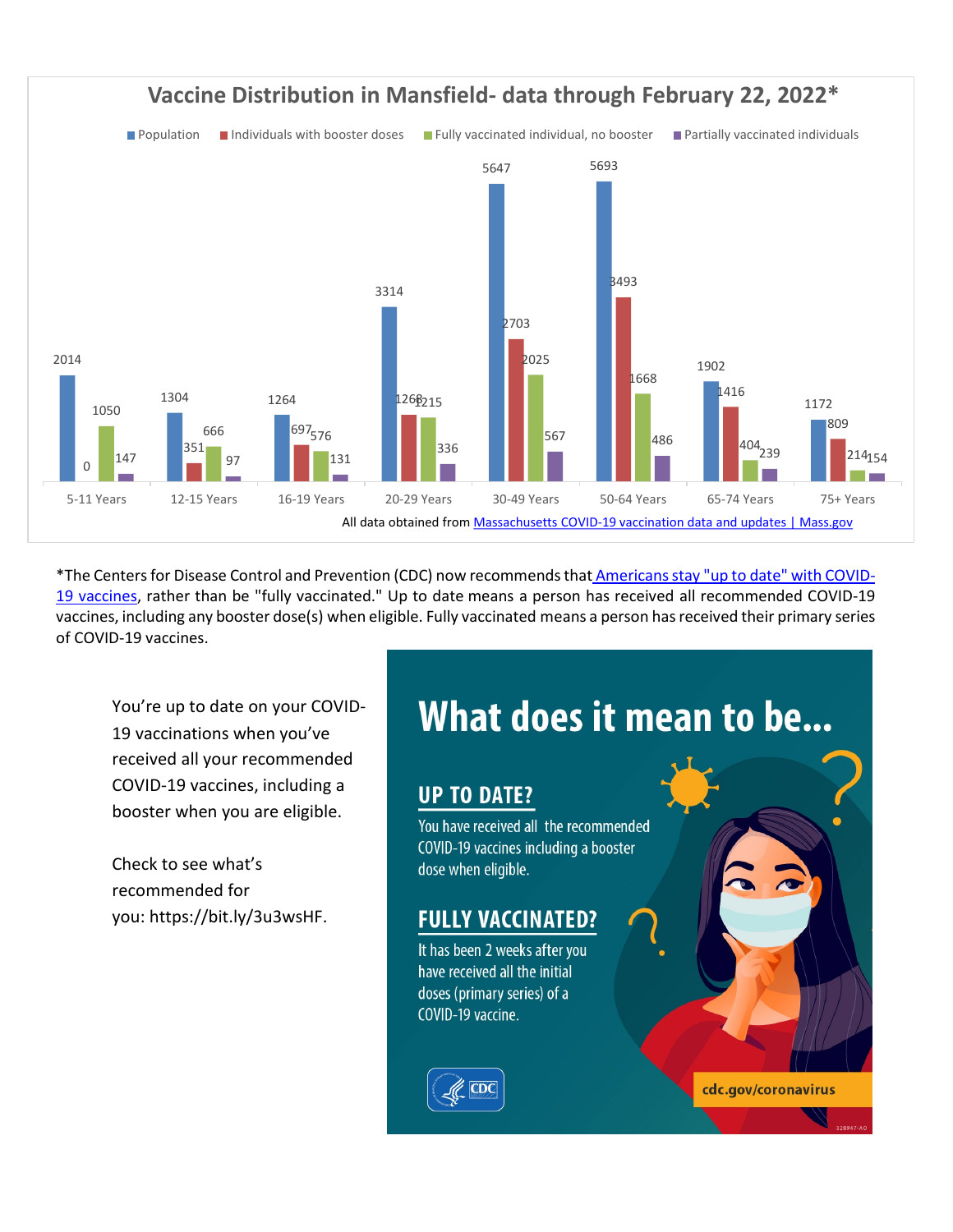## Vaccine Distribution in Mansfield- data through February 22, 2022*

| Age Group | Population | Individuals with booster doses | Fully vaccinated individual, no booster | Partially vaccinated individuals |
|---|---|---|---|---|
| 5-11 Years | 2014 | 0 | 1050 | 147 |
| 12-15 Years | 1304 | 351 | 666 | 97 |
| 16-19 Years | 1264 | 697 | 576 | 131 |
| 20-29 Years | 3314 | 1268 | 1215 | 336 |
| 30-49 Years | 5647 | 2703 | 2025 | 567 |
| 50-64 Years | 5693 | 3493 | 1668 | 486 |
| 65-74 Years | 1902 | 1416 | 404 | 239 |
| 75+ Years | 1172 | 809 | 214 | 154 |

All data obtained from [Massachusetts COVID-19 vaccination data and updates | Mass.gov]

*The Centers for Disease Control and Prevention (CDC) now recommends that [Americans stay "up to date" with COVID-19 vaccines], rather than be "fully vaccinated." Up to date means a person has received all recommended COVID-19 vaccines, including any booster dose(s) when eligible. Fully vaccinated means a person has received their primary series of COVID-19 vaccines.

You're up to date on your COVID-19 vaccinations when you've received all your recommended COVID-19 vaccines, including a booster when you are eligible.

Check to see what's recommended for you: https://bit.ly/3u3wsHF.

## What does it mean to be...

### UP TO DATE?

You have received all the recommended COVID-19 vaccines including a booster dose when eligible.

### FULLY VACCINATED?

It has been 2 weeks after you have received all the initial doses (primary series) of a COVID-19 vaccine.

CDC

cdc.gov/coronavirus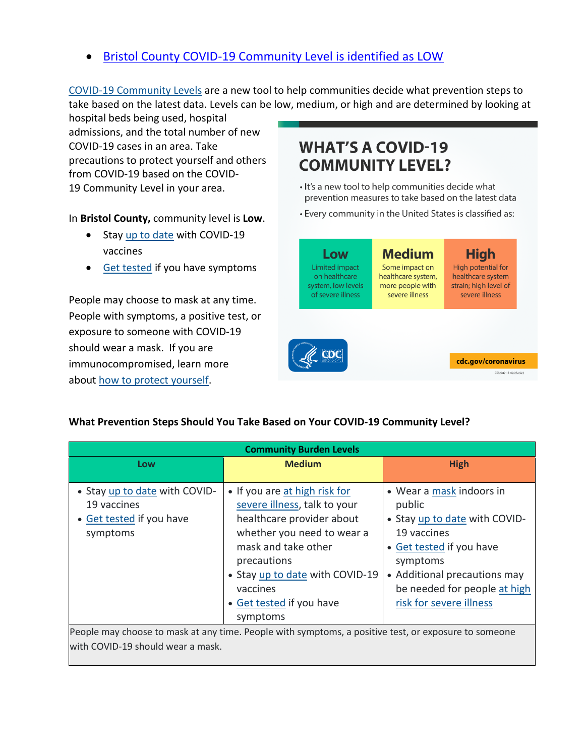- Bristol County COVID-19 Community Level is identified as LOW

COVID-19 Community Levels are a new tool to help communities decide what prevention steps to take based on the latest data. Levels can be low, medium, or high and are determined by looking at hospital beds being used, hospital admissions, and the total number of new COVID-19 cases in an area. Take precautions to protect yourself and others from COVID-19 based on the COVID-19 Community Level in your area.

In **Bristol County,** community level is **Low**.

- Stay up to date with COVID-19 vaccines
- Get tested if you have symptoms

People may choose to mask at any time. People with symptoms, a positive test, or exposure to someone with COVID-19 should wear a mask. If you are immunocompromised, learn more about how to protect yourself.

## WHAT'S A COVID-19 COMMUNITY LEVEL?

- It's a new tool to help communities decide what prevention measures to take based on the latest data
- Every community in the United States is classified as:

| Low | Medium | High |
|---|---|---|
| Limited impact on healthcare system, low levels of severe illness | Some impact on healthcare system, more people with severe illness | High potential for healthcare system strain; high level of severe illness |

cdc.gov/coronavirus

CS329821-B 02/25/2022

**What Prevention Steps Should You Take Based on Your COVID-19 Community Level?**

| Community Burden Levels | | |
|---|---|---|
| **Low** | **Medium** | **High** |
| • Stay up to date with COVID-19 vaccines<br>• Get tested if you have symptoms | • If you are at high risk for severe illness, talk to your healthcare provider about whether you need to wear a mask and take other precautions<br>• Stay up to date with COVID-19 vaccines<br>• Get tested if you have symptoms | • Wear a mask indoors in public<br>• Stay up to date with COVID-19 vaccines<br>• Get tested if you have symptoms<br>• Additional precautions may be needed for people at high risk for severe illness |
| People may choose to mask at any time. People with symptoms, a positive test, or exposure to someone with COVID-19 should wear a mask. | | |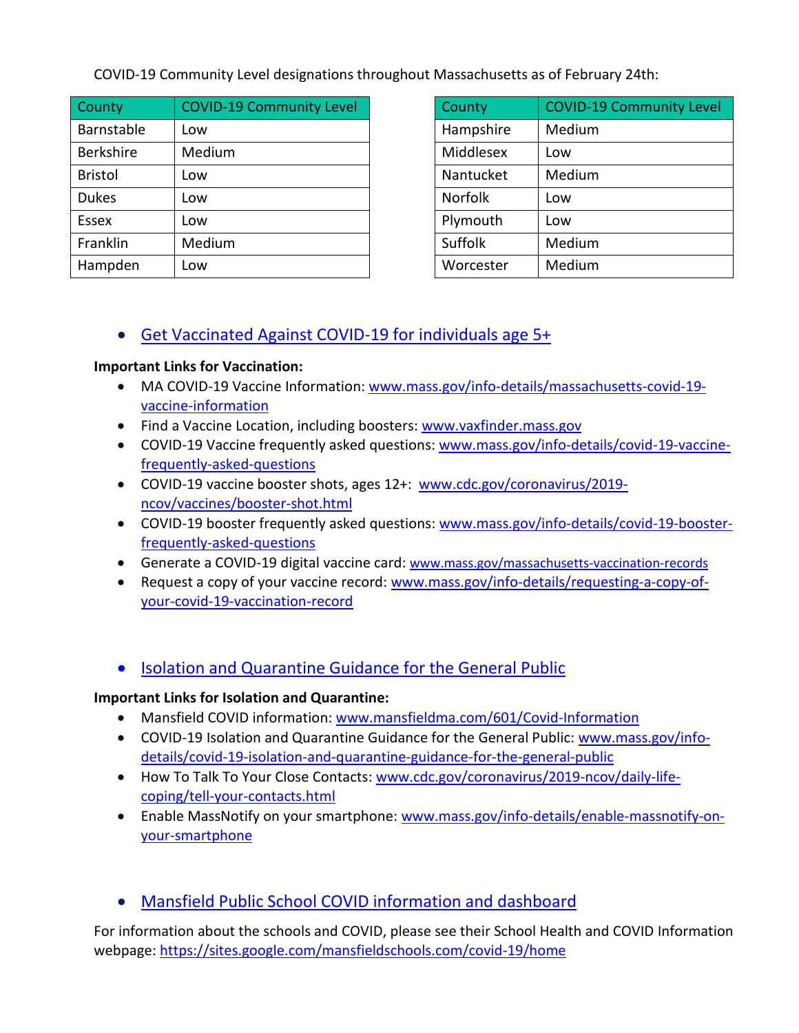COVID-19 Community Level designations throughout Massachusetts as of February 24th:

| County | COVID-19 Community Level |
|---|---|
| Barnstable | Low |
| Berkshire | Medium |
| Bristol | Low |
| Dukes | Low |
| Essex | Low |
| Franklin | Medium |
| Hampden | Low |

| County | COVID-19 Community Level |
|---|---|
| Hampshire | Medium |
| Middlesex | Low |
| Nantucket | Medium |
| Norfolk | Low |
| Plymouth | Low |
| Suffolk | Medium |
| Worcester | Medium |

- Get Vaccinated Against COVID-19 for individuals age 5+

**Important Links for Vaccination:**

- MA COVID-19 Vaccine Information: www.mass.gov/info-details/massachusetts-covid-19-vaccine-information
- Find a Vaccine Location, including boosters: www.vaxfinder.mass.gov
- COVID-19 Vaccine frequently asked questions: www.mass.gov/info-details/covid-19-vaccine-frequently-asked-questions
- COVID-19 vaccine booster shots, ages 12+: www.cdc.gov/coronavirus/2019-ncov/vaccines/booster-shot.html
- COVID-19 booster frequently asked questions: www.mass.gov/info-details/covid-19-booster-frequently-asked-questions
- Generate a COVID-19 digital vaccine card: www.mass.gov/massachusetts-vaccination-records
- Request a copy of your vaccine record: www.mass.gov/info-details/requesting-a-copy-of-your-covid-19-vaccination-record

- Isolation and Quarantine Guidance for the General Public

**Important Links for Isolation and Quarantine:**

- Mansfield COVID information: www.mansfieldma.com/601/Covid-Information
- COVID-19 Isolation and Quarantine Guidance for the General Public: www.mass.gov/info-details/covid-19-isolation-and-quarantine-guidance-for-the-general-public
- How To Talk To Your Close Contacts: www.cdc.gov/coronavirus/2019-ncov/daily-life-coping/tell-your-contacts.html
- Enable MassNotify on your smartphone: www.mass.gov/info-details/enable-massnotify-on-your-smartphone

- Mansfield Public School COVID information and dashboard

For information about the schools and COVID, please see their School Health and COVID Information webpage: https://sites.google.com/mansfieldschools.com/covid-19/home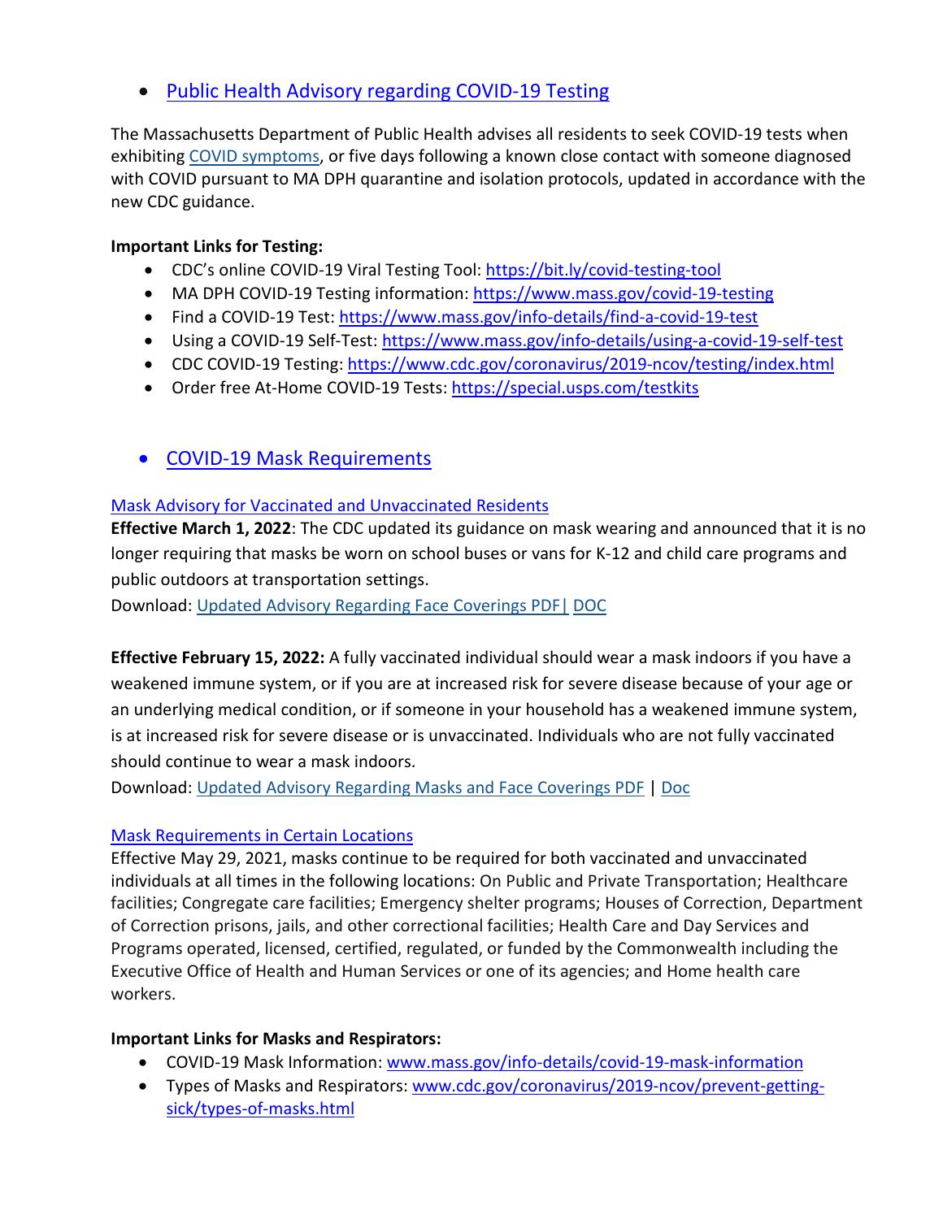- [Public Health Advisory regarding COVID-19 Testing]()

The Massachusetts Department of Public Health advises all residents to seek COVID-19 tests when exhibiting [COVID symptoms](), or five days following a known close contact with someone diagnosed with COVID pursuant to MA DPH quarantine and isolation protocols, updated in accordance with the new CDC guidance.

**Important Links for Testing:**

- CDC's online COVID-19 Viral Testing Tool: https://bit.ly/covid-testing-tool
- MA DPH COVID-19 Testing information: https://www.mass.gov/covid-19-testing
- Find a COVID-19 Test: https://www.mass.gov/info-details/find-a-covid-19-test
- Using a COVID-19 Self-Test: https://www.mass.gov/info-details/using-a-covid-19-self-test
- CDC COVID-19 Testing: https://www.cdc.gov/coronavirus/2019-ncov/testing/index.html
- Order free At-Home COVID-19 Tests: https://special.usps.com/testkits

- [COVID-19 Mask Requirements]()

[Mask Advisory for Vaccinated and Unvaccinated Residents]()

**Effective March 1, 2022**: The CDC updated its guidance on mask wearing and announced that it is no longer requiring that masks be worn on school buses or vans for K-12 and child care programs and public outdoors at transportation settings.

Download: [Updated Advisory Regarding Face Coverings PDF|]() [DOC]()

**Effective February 15, 2022:** A fully vaccinated individual should wear a mask indoors if you have a weakened immune system, or if you are at increased risk for severe disease because of your age or an underlying medical condition, or if someone in your household has a weakened immune system, is at increased risk for severe disease or is unvaccinated. Individuals who are not fully vaccinated should continue to wear a mask indoors.

Download: [Updated Advisory Regarding Masks and Face Coverings PDF]() | [Doc]()

[Mask Requirements in Certain Locations]()

Effective May 29, 2021, masks continue to be required for both vaccinated and unvaccinated individuals at all times in the following locations: On Public and Private Transportation; Healthcare facilities; Congregate care facilities; Emergency shelter programs; Houses of Correction, Department of Correction prisons, jails, and other correctional facilities; Health Care and Day Services and Programs operated, licensed, certified, regulated, or funded by the Commonwealth including the Executive Office of Health and Human Services or one of its agencies; and Home health care workers.

**Important Links for Masks and Respirators:**

- COVID-19 Mask Information: www.mass.gov/info-details/covid-19-mask-information
- Types of Masks and Respirators: www.cdc.gov/coronavirus/2019-ncov/prevent-getting-sick/types-of-masks.html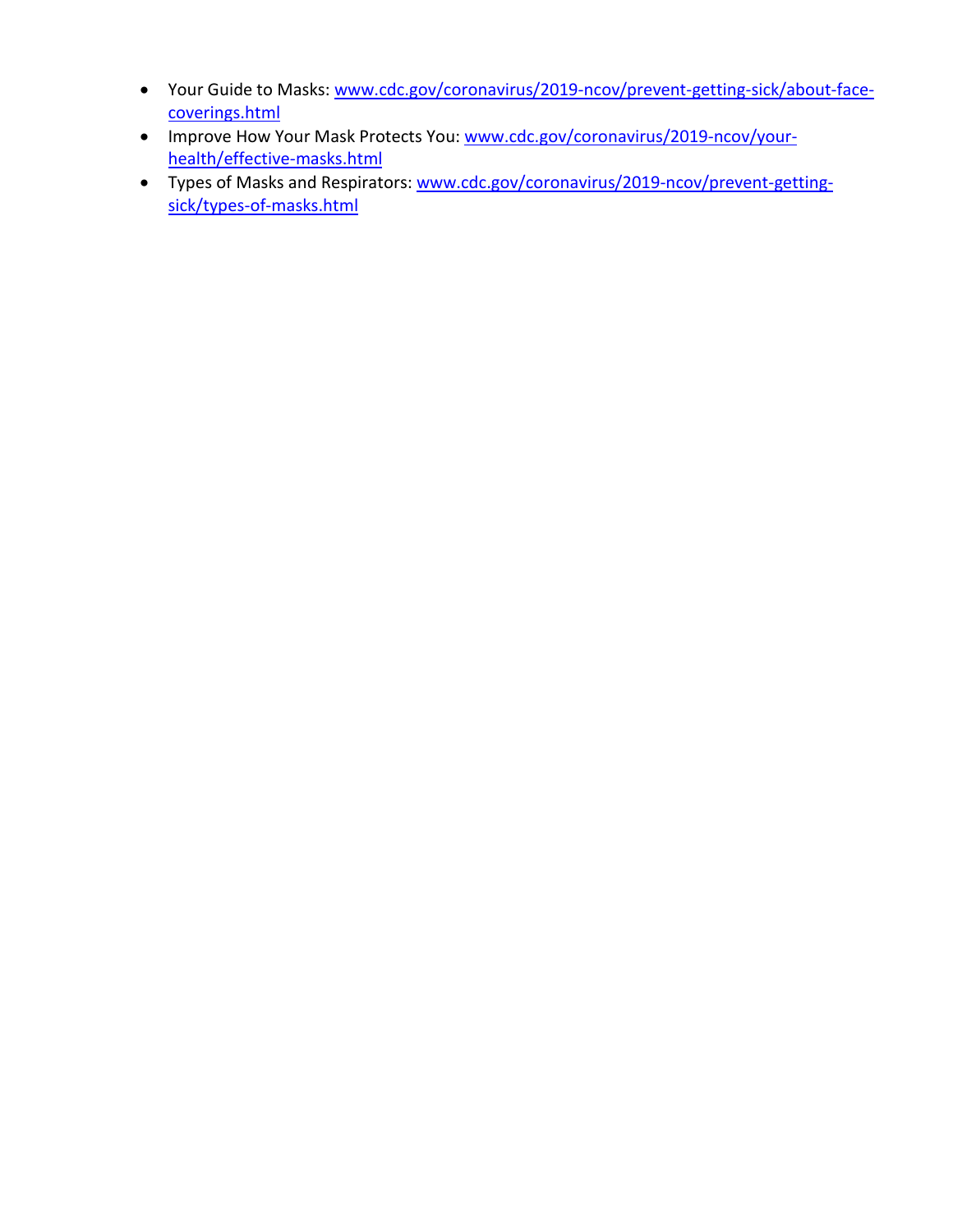- Your Guide to Masks: [www.cdc.gov/coronavirus/2019-ncov/prevent-getting-sick/about-face-coverings.html](https://www.cdc.gov/coronavirus/2019-ncov/prevent-getting-sick/about-face-coverings.html)
- Improve How Your Mask Protects You: [www.cdc.gov/coronavirus/2019-ncov/your-health/effective-masks.html](https://www.cdc.gov/coronavirus/2019-ncov/your-health/effective-masks.html)
- Types of Masks and Respirators: [www.cdc.gov/coronavirus/2019-ncov/prevent-getting-sick/types-of-masks.html](https://www.cdc.gov/coronavirus/2019-ncov/prevent-getting-sick/types-of-masks.html)